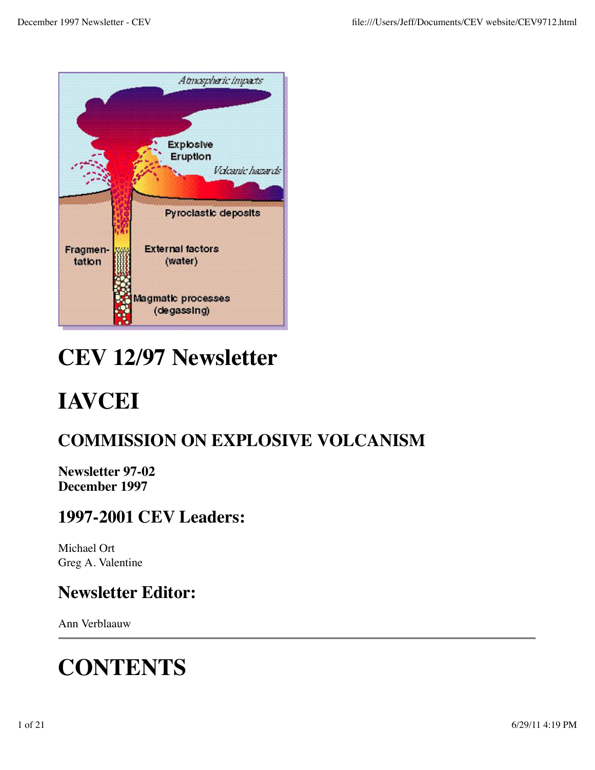# CEV 12/97 Newsletter

# IAVCEI

## COMMISSION ON EXPLOSIVE VOLCANISM

**Newsletter 97-02**
**December 1997**

## 1997-2001 CEV Leaders:

Michael Ort
Greg A. Valentine

## Newsletter Editor:

Ann Verblaauw

---

# CONTENTS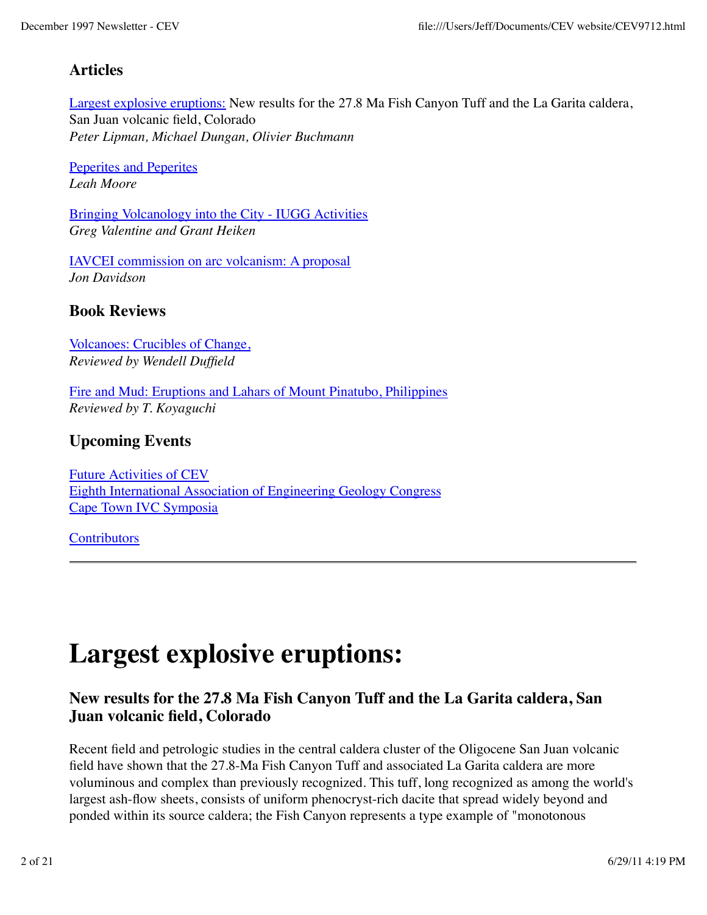### Articles

Largest explosive eruptions: New results for the 27.8 Ma Fish Canyon Tuff and the La Garita caldera, San Juan volcanic field, Colorado
*Peter Lipman, Michael Dungan, Olivier Buchmann*

Peperites and Peperites
*Leah Moore*

Bringing Volcanology into the City - IUGG Activities
*Greg Valentine and Grant Heiken*

IAVCEI commission on arc volcanism: A proposal
*Jon Davidson*

### Book Reviews

Volcanoes: Crucibles of Change,
*Reviewed by Wendell Duffield*

Fire and Mud: Eruptions and Lahars of Mount Pinatubo, Philippines
*Reviewed by T. Koyaguchi*

### Upcoming Events

Future Activities of CEV
Eighth International Association of Engineering Geology Congress
Cape Town IVC Symposia

Contributors

---

# Largest explosive eruptions:

### New results for the 27.8 Ma Fish Canyon Tuff and the La Garita caldera, San Juan volcanic field, Colorado

Recent field and petrologic studies in the central caldera cluster of the Oligocene San Juan volcanic field have shown that the 27.8-Ma Fish Canyon Tuff and associated La Garita caldera are more voluminous and complex than previously recognized. This tuff, long recognized as among the world's largest ash-flow sheets, consists of uniform phenocryst-rich dacite that spread widely beyond and ponded within its source caldera; the Fish Canyon represents a type example of "monotonous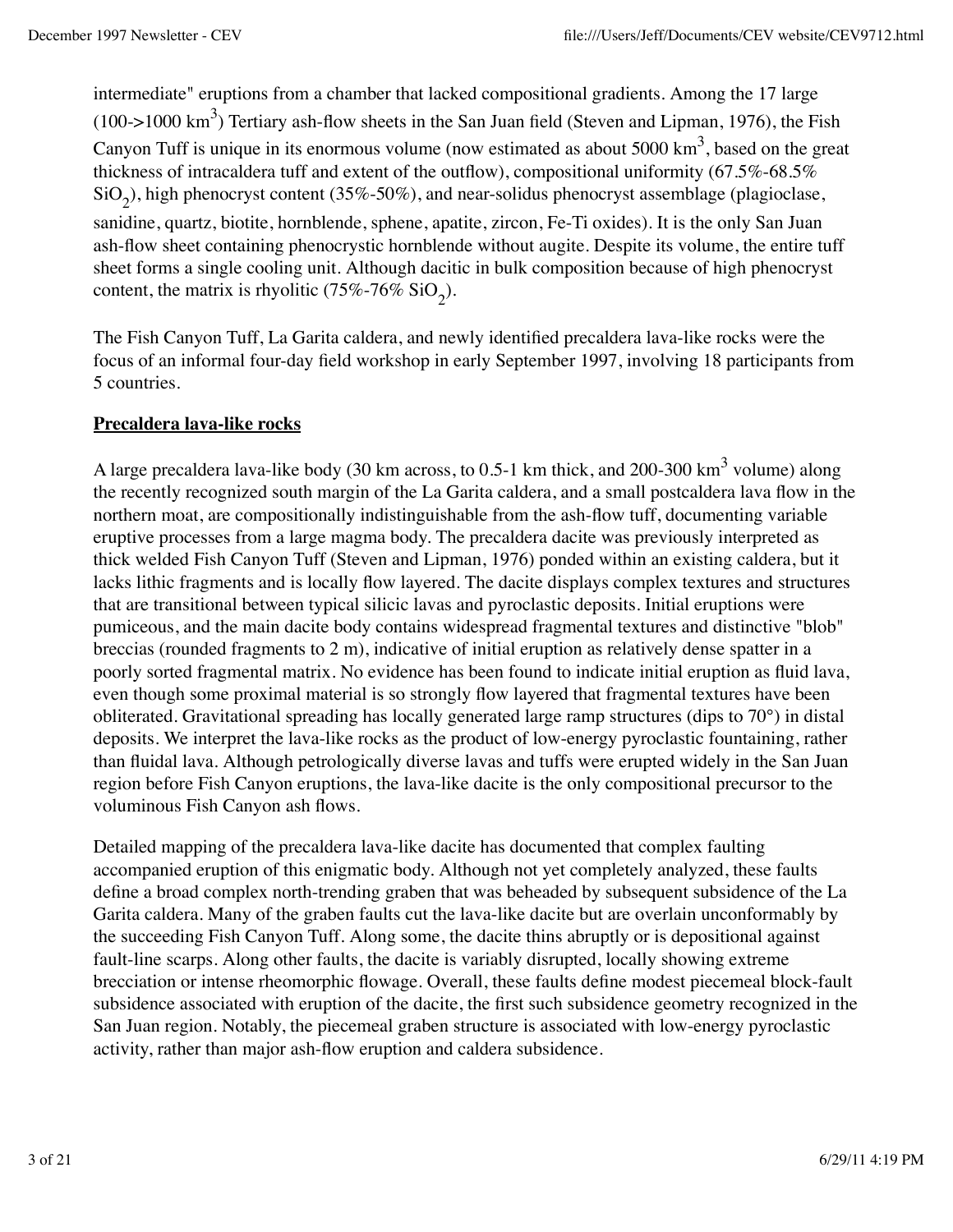intermediate" eruptions from a chamber that lacked compositional gradients. Among the 17 large (100->1000 $km^3$) Tertiary ash-flow sheets in the San Juan field (Steven and Lipman, 1976), the Fish Canyon Tuff is unique in its enormous volume (now estimated as about 5000 $km^3$, based on the great thickness of intracaldera tuff and extent of the outflow), compositional uniformity (67.5%-68.5% $SiO_2$), high phenocryst content (35%-50%), and near-solidus phenocryst assemblage (plagioclase, sanidine, quartz, biotite, hornblende, sphene, apatite, zircon, Fe-Ti oxides). It is the only San Juan ash-flow sheet containing phenocrystic hornblende without augite. Despite its volume, the entire tuff sheet forms a single cooling unit. Although dacitic in bulk composition because of high phenocryst content, the matrix is rhyolitic (75%-76% $SiO_2$).

The Fish Canyon Tuff, La Garita caldera, and newly identified precaldera lava-like rocks were the focus of an informal four-day field workshop in early September 1997, involving 18 participants from 5 countries.

## Precaldera lava-like rocks

A large precaldera lava-like body (30 km across, to 0.5-1 km thick, and 200-300 $km^3$ volume) along the recently recognized south margin of the La Garita caldera, and a small postcaldera lava flow in the northern moat, are compositionally indistinguishable from the ash-flow tuff, documenting variable eruptive processes from a large magma body. The precaldera dacite was previously interpreted as thick welded Fish Canyon Tuff (Steven and Lipman, 1976) ponded within an existing caldera, but it lacks lithic fragments and is locally flow layered. The dacite displays complex textures and structures that are transitional between typical silicic lavas and pyroclastic deposits. Initial eruptions were pumiceous, and the main dacite body contains widespread fragmental textures and distinctive "blob" breccias (rounded fragments to 2 m), indicative of initial eruption as relatively dense spatter in a poorly sorted fragmental matrix. No evidence has been found to indicate initial eruption as fluid lava, even though some proximal material is so strongly flow layered that fragmental textures have been obliterated. Gravitational spreading has locally generated large ramp structures (dips to 70°) in distal deposits. We interpret the lava-like rocks as the product of low-energy pyroclastic fountaining, rather than fluidal lava. Although petrologically diverse lavas and tuffs were erupted widely in the San Juan region before Fish Canyon eruptions, the lava-like dacite is the only compositional precursor to the voluminous Fish Canyon ash flows.

Detailed mapping of the precaldera lava-like dacite has documented that complex faulting accompanied eruption of this enigmatic body. Although not yet completely analyzed, these faults define a broad complex north-trending graben that was beheaded by subsequent subsidence of the La Garita caldera. Many of the graben faults cut the lava-like dacite but are overlain unconformably by the succeeding Fish Canyon Tuff. Along some, the dacite thins abruptly or is depositional against fault-line scarps. Along other faults, the dacite is variably disrupted, locally showing extreme brecciation or intense rheomorphic flowage. Overall, these faults define modest piecemeal block-fault subsidence associated with eruption of the dacite, the first such subsidence geometry recognized in the San Juan region. Notably, the piecemeal graben structure is associated with low-energy pyroclastic activity, rather than major ash-flow eruption and caldera subsidence.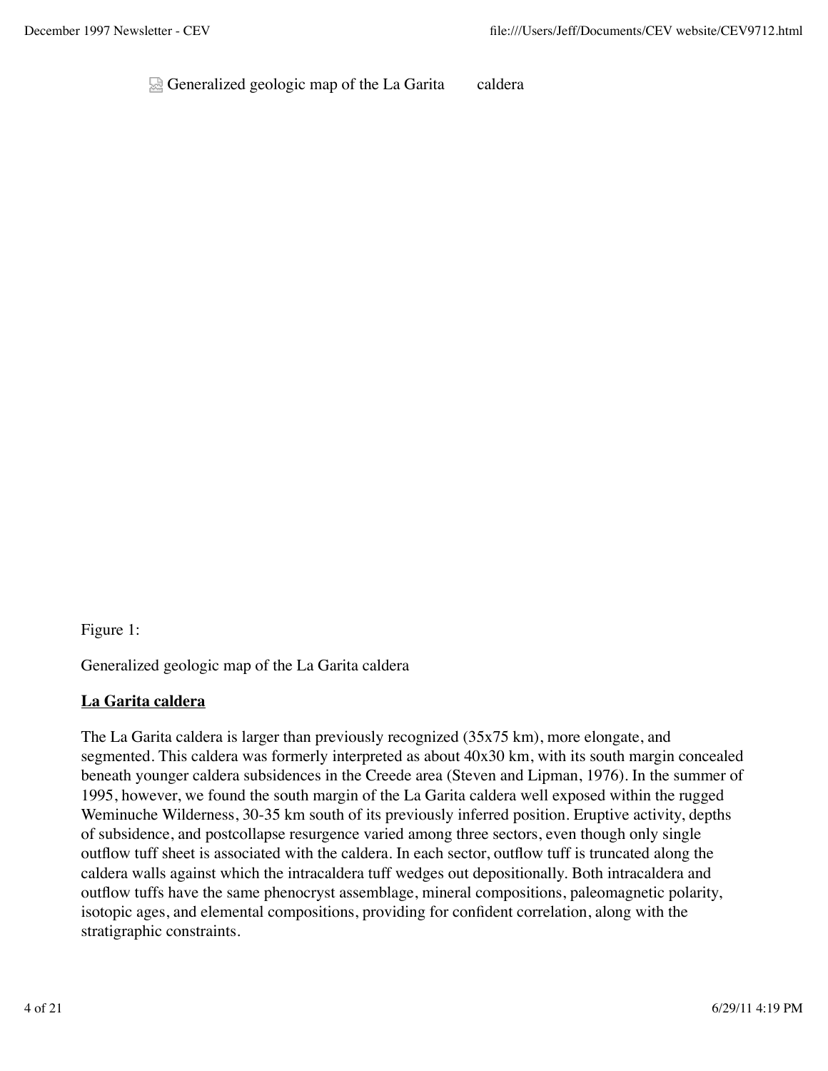Generalized geologic map of the La Garita caldera

Figure 1:

Generalized geologic map of the La Garita caldera

**La Garita caldera**

The La Garita caldera is larger than previously recognized (35x75 km), more elongate, and segmented. This caldera was formerly interpreted as about 40x30 km, with its south margin concealed beneath younger caldera subsidences in the Creede area (Steven and Lipman, 1976). In the summer of 1995, however, we found the south margin of the La Garita caldera well exposed within the rugged Weminuche Wilderness, 30-35 km south of its previously inferred position. Eruptive activity, depths of subsidence, and postcollapse resurgence varied among three sectors, even though only single outflow tuff sheet is associated with the caldera. In each sector, outflow tuff is truncated along the caldera walls against which the intracaldera tuff wedges out depositionally. Both intracaldera and outflow tuffs have the same phenocryst assemblage, mineral compositions, paleomagnetic polarity, isotopic ages, and elemental compositions, providing for confident correlation, along with the stratigraphic constraints.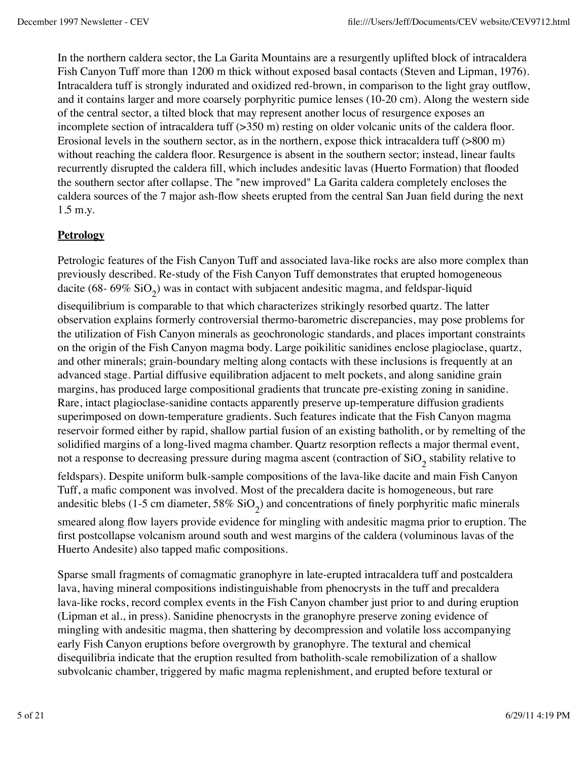In the northern caldera sector, the La Garita Mountains are a resurgently uplifted block of intracaldera Fish Canyon Tuff more than 1200 m thick without exposed basal contacts (Steven and Lipman, 1976). Intracaldera tuff is strongly indurated and oxidized red-brown, in comparison to the light gray outflow, and it contains larger and more coarsely porphyritic pumice lenses (10-20 cm). Along the western side of the central sector, a tilted block that may represent another locus of resurgence exposes an incomplete section of intracaldera tuff (>350 m) resting on older volcanic units of the caldera floor. Erosional levels in the southern sector, as in the northern, expose thick intracaldera tuff (>800 m) without reaching the caldera floor. Resurgence is absent in the southern sector; instead, linear faults recurrently disrupted the caldera fill, which includes andesitic lavas (Huerto Formation) that flooded the southern sector after collapse. The "new improved" La Garita caldera completely encloses the caldera sources of the 7 major ash-flow sheets erupted from the central San Juan field during the next 1.5 m.y.

**Petrology**

Petrologic features of the Fish Canyon Tuff and associated lava-like rocks are also more complex than previously described. Re-study of the Fish Canyon Tuff demonstrates that erupted homogeneous dacite (68- 69% $SiO_2$) was in contact with subjacent andesitic magma, and feldspar-liquid disequilibrium is comparable to that which characterizes strikingly resorbed quartz. The latter observation explains formerly controversial thermo-barometric discrepancies, may pose problems for the utilization of Fish Canyon minerals as geochronologic standards, and places important constraints on the origin of the Fish Canyon magma body. Large poikilitic sanidines enclose plagioclase, quartz, and other minerals; grain-boundary melting along contacts with these inclusions is frequently at an advanced stage. Partial diffusive equilibration adjacent to melt pockets, and along sanidine grain margins, has produced large compositional gradients that truncate pre-existing zoning in sanidine. Rare, intact plagioclase-sanidine contacts apparently preserve up-temperature diffusion gradients superimposed on down-temperature gradients. Such features indicate that the Fish Canyon magma reservoir formed either by rapid, shallow partial fusion of an existing batholith, or by remelting of the solidified margins of a long-lived magma chamber. Quartz resorption reflects a major thermal event, not a response to decreasing pressure during magma ascent (contraction of $SiO_2$ stability relative to feldspars). Despite uniform bulk-sample compositions of the lava-like dacite and main Fish Canyon Tuff, a mafic component was involved. Most of the precaldera dacite is homogeneous, but rare andesitic blebs (1-5 cm diameter, 58% $SiO_2$) and concentrations of finely porphyritic mafic minerals smeared along flow layers provide evidence for mingling with andesitic magma prior to eruption. The first postcollapse volcanism around south and west margins of the caldera (voluminous lavas of the Huerto Andesite) also tapped mafic compositions.

Sparse small fragments of comagmatic granophyre in late-erupted intracaldera tuff and postcaldera lava, having mineral compositions indistinguishable from phenocrysts in the tuff and precaldera lava-like rocks, record complex events in the Fish Canyon chamber just prior to and during eruption (Lipman et al., in press). Sanidine phenocrysts in the granophyre preserve zoning evidence of mingling with andesitic magma, then shattering by decompression and volatile loss accompanying early Fish Canyon eruptions before overgrowth by granophyre. The textural and chemical disequilibria indicate that the eruption resulted from batholith-scale remobilization of a shallow subvolcanic chamber, triggered by mafic magma replenishment, and erupted before textural or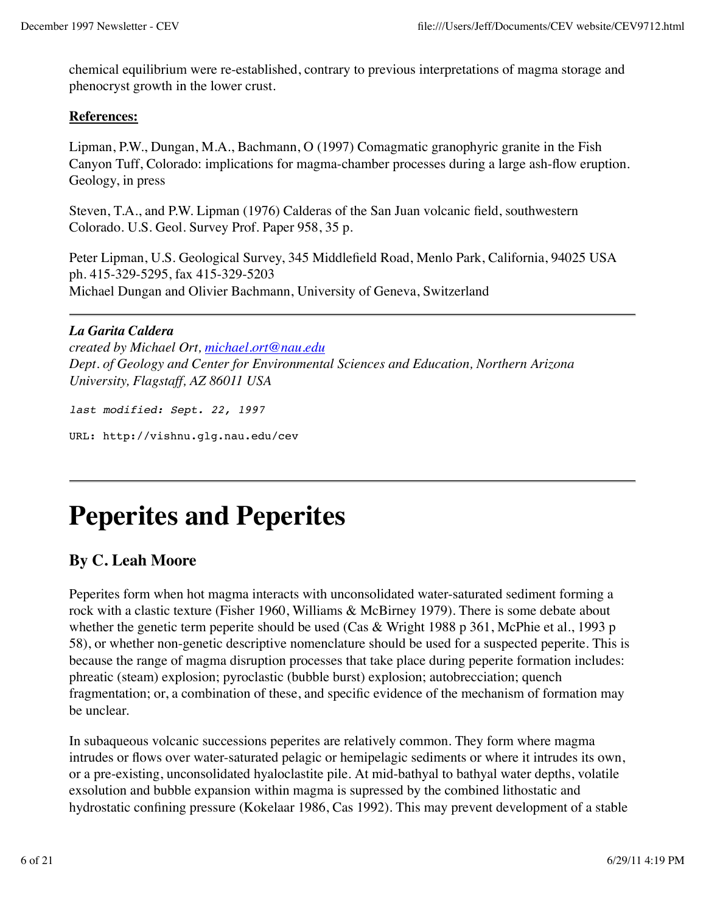chemical equilibrium were re-established, contrary to previous interpretations of magma storage and phenocryst growth in the lower crust.

**References:**

Lipman, P.W., Dungan, M.A., Bachmann, O (1997) Comagmatic granophyric granite in the Fish Canyon Tuff, Colorado: implications for magma-chamber processes during a large ash-flow eruption. Geology, in press

Steven, T.A., and P.W. Lipman (1976) Calderas of the San Juan volcanic field, southwestern Colorado. U.S. Geol. Survey Prof. Paper 958, 35 p.

Peter Lipman, U.S. Geological Survey, 345 Middlefield Road, Menlo Park, California, 94025 USA
ph. 415-329-5295, fax 415-329-5203
Michael Dungan and Olivier Bachmann, University of Geneva, Switzerland

---

***La Garita Caldera***
*created by Michael Ort, michael.ort@nau.edu*
*Dept. of Geology and Center for Environmental Sciences and Education, Northern Arizona University, Flagstaff, AZ 86011 USA*

*last modified: Sept. 22, 1997*

URL: http://vishnu.glg.nau.edu/cev

---

# Peperites and Peperites

## By C. Leah Moore

Peperites form when hot magma interacts with unconsolidated water-saturated sediment forming a rock with a clastic texture (Fisher 1960, Williams & McBirney 1979). There is some debate about whether the genetic term peperite should be used (Cas & Wright 1988 p 361, McPhie et al., 1993 p 58), or whether non-genetic descriptive nomenclature should be used for a suspected peperite. This is because the range of magma disruption processes that take place during peperite formation includes: phreatic (steam) explosion; pyroclastic (bubble burst) explosion; autobrecciation; quench fragmentation; or, a combination of these, and specific evidence of the mechanism of formation may be unclear.

In subaqueous volcanic successions peperites are relatively common. They form where magma intrudes or flows over water-saturated pelagic or hemipelagic sediments or where it intrudes its own, or a pre-existing, unconsolidated hyaloclastite pile. At mid-bathyal to bathyal water depths, volatile exsolution and bubble expansion within magma is supressed by the combined lithostatic and hydrostatic confining pressure (Kokelaar 1986, Cas 1992). This may prevent development of a stable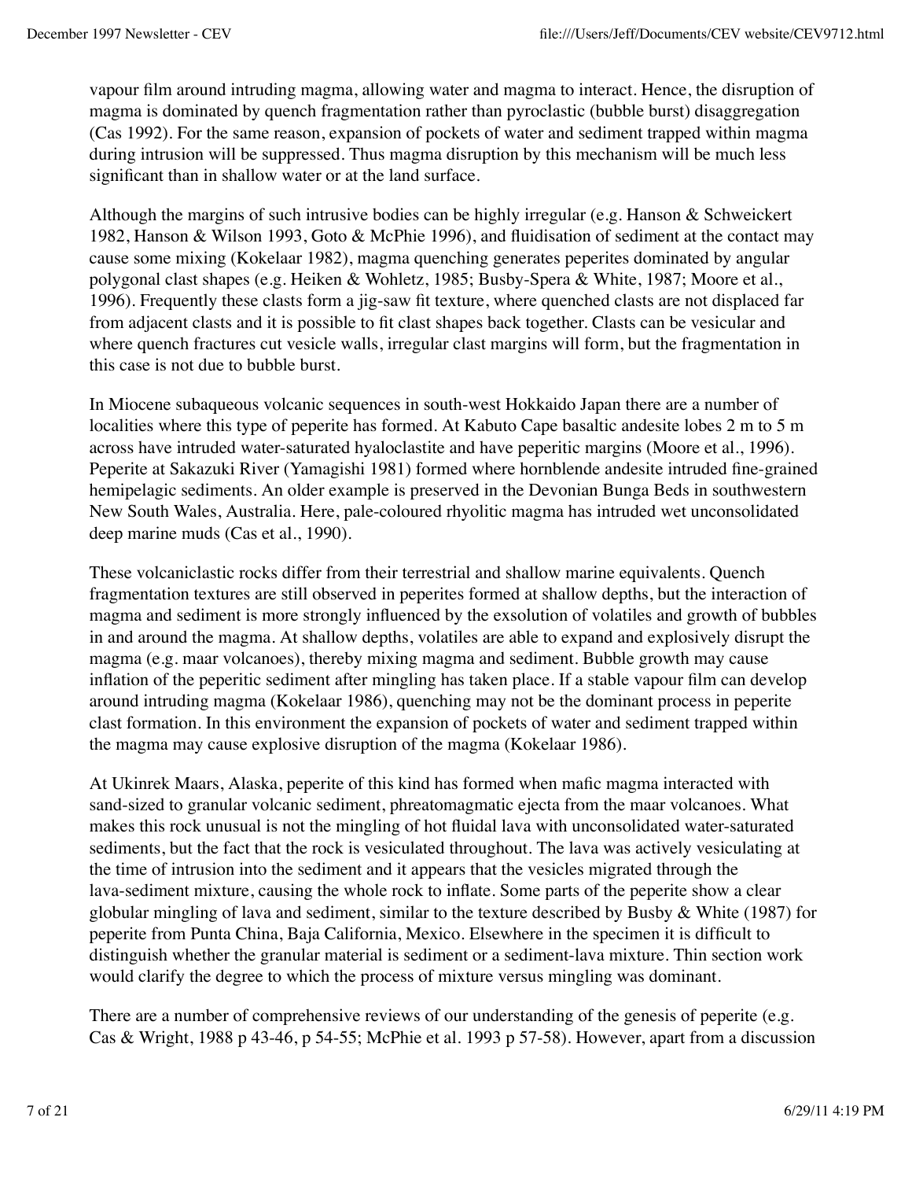vapour film around intruding magma, allowing water and magma to interact. Hence, the disruption of magma is dominated by quench fragmentation rather than pyroclastic (bubble burst) disaggregation (Cas 1992). For the same reason, expansion of pockets of water and sediment trapped within magma during intrusion will be suppressed. Thus magma disruption by this mechanism will be much less significant than in shallow water or at the land surface.

Although the margins of such intrusive bodies can be highly irregular (e.g. Hanson & Schweickert 1982, Hanson & Wilson 1993, Goto & McPhie 1996), and fluidisation of sediment at the contact may cause some mixing (Kokelaar 1982), magma quenching generates peperites dominated by angular polygonal clast shapes (e.g. Heiken & Wohletz, 1985; Busby-Spera & White, 1987; Moore et al., 1996). Frequently these clasts form a jig-saw fit texture, where quenched clasts are not displaced far from adjacent clasts and it is possible to fit clast shapes back together. Clasts can be vesicular and where quench fractures cut vesicle walls, irregular clast margins will form, but the fragmentation in this case is not due to bubble burst.

In Miocene subaqueous volcanic sequences in south-west Hokkaido Japan there are a number of localities where this type of peperite has formed. At Kabuto Cape basaltic andesite lobes 2 m to 5 m across have intruded water-saturated hyaloclastite and have peperitic margins (Moore et al., 1996). Peperite at Sakazuki River (Yamagishi 1981) formed where hornblende andesite intruded fine-grained hemipelagic sediments. An older example is preserved in the Devonian Bunga Beds in southwestern New South Wales, Australia. Here, pale-coloured rhyolitic magma has intruded wet unconsolidated deep marine muds (Cas et al., 1990).

These volcaniclastic rocks differ from their terrestrial and shallow marine equivalents. Quench fragmentation textures are still observed in peperites formed at shallow depths, but the interaction of magma and sediment is more strongly influenced by the exsolution of volatiles and growth of bubbles in and around the magma. At shallow depths, volatiles are able to expand and explosively disrupt the magma (e.g. maar volcanoes), thereby mixing magma and sediment. Bubble growth may cause inflation of the peperitic sediment after mingling has taken place. If a stable vapour film can develop around intruding magma (Kokelaar 1986), quenching may not be the dominant process in peperite clast formation. In this environment the expansion of pockets of water and sediment trapped within the magma may cause explosive disruption of the magma (Kokelaar 1986).

At Ukinrek Maars, Alaska, peperite of this kind has formed when mafic magma interacted with sand-sized to granular volcanic sediment, phreatomagmatic ejecta from the maar volcanoes. What makes this rock unusual is not the mingling of hot fluidal lava with unconsolidated water-saturated sediments, but the fact that the rock is vesiculated throughout. The lava was actively vesiculating at the time of intrusion into the sediment and it appears that the vesicles migrated through the lava-sediment mixture, causing the whole rock to inflate. Some parts of the peperite show a clear globular mingling of lava and sediment, similar to the texture described by Busby & White (1987) for peperite from Punta China, Baja California, Mexico. Elsewhere in the specimen it is difficult to distinguish whether the granular material is sediment or a sediment-lava mixture. Thin section work would clarify the degree to which the process of mixture versus mingling was dominant.

There are a number of comprehensive reviews of our understanding of the genesis of peperite (e.g. Cas & Wright, 1988 p 43-46, p 54-55; McPhie et al. 1993 p 57-58). However, apart from a discussion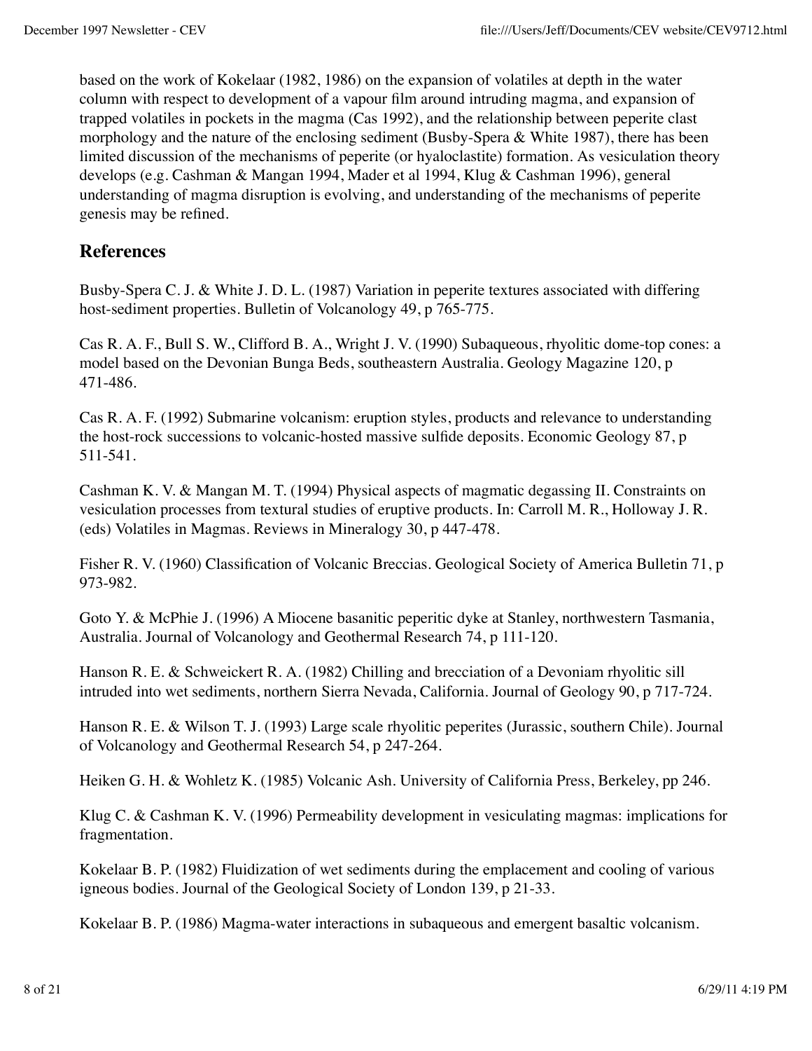based on the work of Kokelaar (1982, 1986) on the expansion of volatiles at depth in the water column with respect to development of a vapour film around intruding magma, and expansion of trapped volatiles in pockets in the magma (Cas 1992), and the relationship between peperite clast morphology and the nature of the enclosing sediment (Busby-Spera & White 1987), there has been limited discussion of the mechanisms of peperite (or hyaloclastite) formation. As vesiculation theory develops (e.g. Cashman & Mangan 1994, Mader et al 1994, Klug & Cashman 1996), general understanding of magma disruption is evolving, and understanding of the mechanisms of peperite genesis may be refined.

## References

Busby-Spera C. J. & White J. D. L. (1987) Variation in peperite textures associated with differing host-sediment properties. Bulletin of Volcanology 49, p 765-775.

Cas R. A. F., Bull S. W., Clifford B. A., Wright J. V. (1990) Subaqueous, rhyolitic dome-top cones: a model based on the Devonian Bunga Beds, southeastern Australia. Geology Magazine 120, p 471-486.

Cas R. A. F. (1992) Submarine volcanism: eruption styles, products and relevance to understanding the host-rock successions to volcanic-hosted massive sulfide deposits. Economic Geology 87, p 511-541.

Cashman K. V. & Mangan M. T. (1994) Physical aspects of magmatic degassing II. Constraints on vesiculation processes from textural studies of eruptive products. In: Carroll M. R., Holloway J. R. (eds) Volatiles in Magmas. Reviews in Mineralogy 30, p 447-478.

Fisher R. V. (1960) Classification of Volcanic Breccias. Geological Society of America Bulletin 71, p 973-982.

Goto Y. & McPhie J. (1996) A Miocene basanitic peperitic dyke at Stanley, northwestern Tasmania, Australia. Journal of Volcanology and Geothermal Research 74, p 111-120.

Hanson R. E. & Schweickert R. A. (1982) Chilling and brecciation of a Devoniam rhyolitic sill intruded into wet sediments, northern Sierra Nevada, California. Journal of Geology 90, p 717-724.

Hanson R. E. & Wilson T. J. (1993) Large scale rhyolitic peperites (Jurassic, southern Chile). Journal of Volcanology and Geothermal Research 54, p 247-264.

Heiken G. H. & Wohletz K. (1985) Volcanic Ash. University of California Press, Berkeley, pp 246.

Klug C. & Cashman K. V. (1996) Permeability development in vesiculating magmas: implications for fragmentation.

Kokelaar B. P. (1982) Fluidization of wet sediments during the emplacement and cooling of various igneous bodies. Journal of the Geological Society of London 139, p 21-33.

Kokelaar B. P. (1986) Magma-water interactions in subaqueous and emergent basaltic volcanism.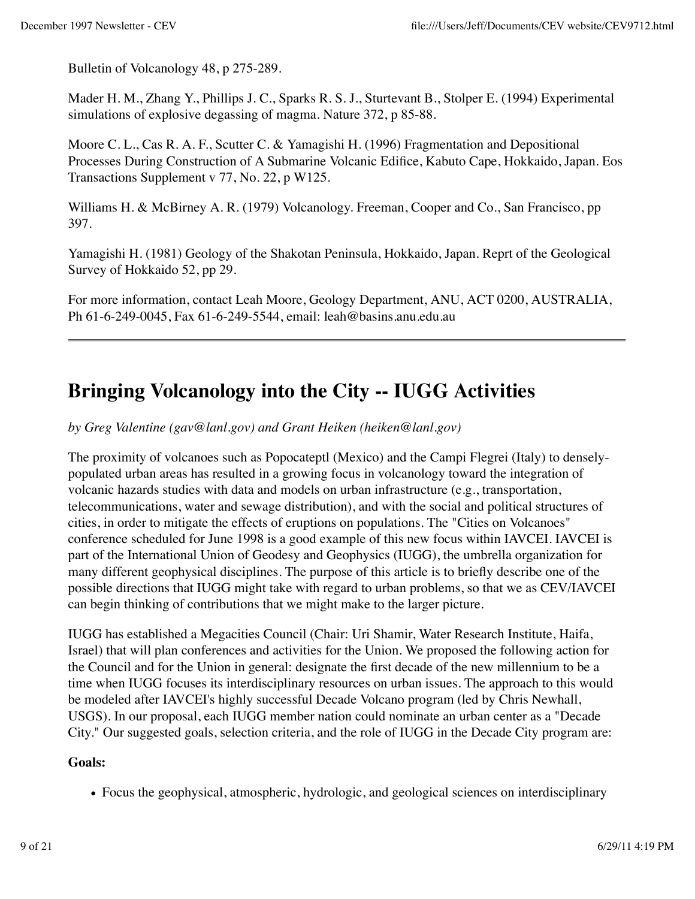Bulletin of Volcanology 48, p 275-289.

Mader H. M., Zhang Y., Phillips J. C., Sparks R. S. J., Sturtevant B., Stolper E. (1994) Experimental simulations of explosive degassing of magma. Nature 372, p 85-88.

Moore C. L., Cas R. A. F., Scutter C. & Yamagishi H. (1996) Fragmentation and Depositional Processes During Construction of A Submarine Volcanic Edifice, Kabuto Cape, Hokkaido, Japan. Eos Transactions Supplement v 77, No. 22, p W125.

Williams H. & McBirney A. R. (1979) Volcanology. Freeman, Cooper and Co., San Francisco, pp 397.

Yamagishi H. (1981) Geology of the Shakotan Peninsula, Hokkaido, Japan. Reprt of the Geological Survey of Hokkaido 52, pp 29.

For more information, contact Leah Moore, Geology Department, ANU, ACT 0200, AUSTRALIA, Ph 61-6-249-0045, Fax 61-6-249-5544, email: leah@basins.anu.edu.au

---

# Bringing Volcanology into the City -- IUGG Activities

*by Greg Valentine (gav@lanl.gov) and Grant Heiken (heiken@lanl.gov)*

The proximity of volcanoes such as Popocateptl (Mexico) and the Campi Flegrei (Italy) to densely-populated urban areas has resulted in a growing focus in volcanology toward the integration of volcanic hazards studies with data and models on urban infrastructure (e.g., transportation, telecommunications, water and sewage distribution), and with the social and political structures of cities, in order to mitigate the effects of eruptions on populations. The "Cities on Volcanoes" conference scheduled for June 1998 is a good example of this new focus within IAVCEI. IAVCEI is part of the International Union of Geodesy and Geophysics (IUGG), the umbrella organization for many different geophysical disciplines. The purpose of this article is to briefly describe one of the possible directions that IUGG might take with regard to urban problems, so that we as CEV/IAVCEI can begin thinking of contributions that we might make to the larger picture.

IUGG has established a Megacities Council (Chair: Uri Shamir, Water Research Institute, Haifa, Israel) that will plan conferences and activities for the Union. We proposed the following action for the Council and for the Union in general: designate the first decade of the new millennium to be a time when IUGG focuses its interdisciplinary resources on urban issues. The approach to this would be modeled after IAVCEI's highly successful Decade Volcano program (led by Chris Newhall, USGS). In our proposal, each IUGG member nation could nominate an urban center as a "Decade City." Our suggested goals, selection criteria, and the role of IUGG in the Decade City program are:

**Goals:**

- Focus the geophysical, atmospheric, hydrologic, and geological sciences on interdisciplinary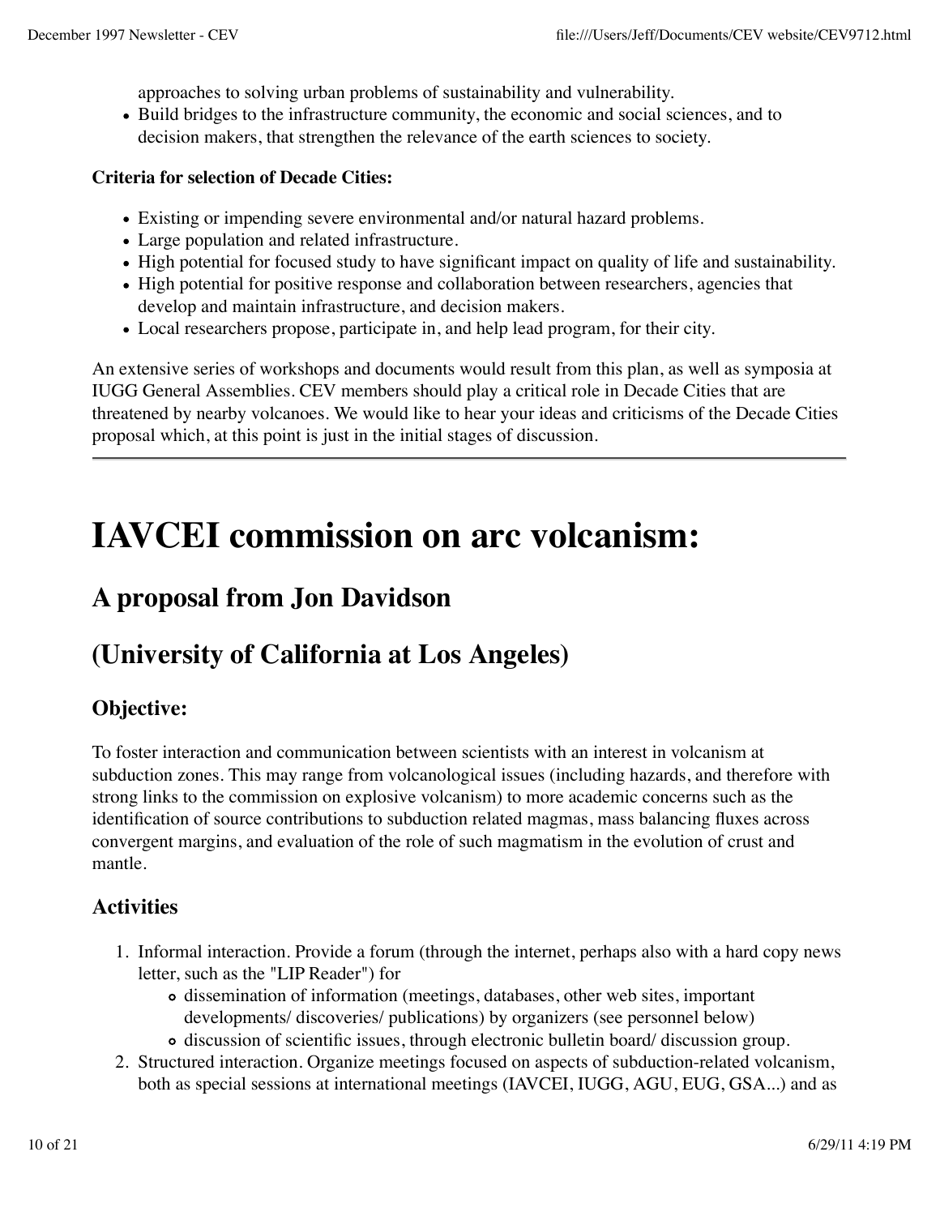approaches to solving urban problems of sustainability and vulnerability.
- Build bridges to the infrastructure community, the economic and social sciences, and to decision makers, that strengthen the relevance of the earth sciences to society.

**Criteria for selection of Decade Cities:**

- Existing or impending severe environmental and/or natural hazard problems.
- Large population and related infrastructure.
- High potential for focused study to have significant impact on quality of life and sustainability.
- High potential for positive response and collaboration between researchers, agencies that develop and maintain infrastructure, and decision makers.
- Local researchers propose, participate in, and help lead program, for their city.

An extensive series of workshops and documents would result from this plan, as well as symposia at IUGG General Assemblies. CEV members should play a critical role in Decade Cities that are threatened by nearby volcanoes. We would like to hear your ideas and criticisms of the Decade Cities proposal which, at this point is just in the initial stages of discussion.

---

# IAVCEI commission on arc volcanism:

## A proposal from Jon Davidson

## (University of California at Los Angeles)

### Objective:

To foster interaction and communication between scientists with an interest in volcanism at subduction zones. This may range from volcanological issues (including hazards, and therefore with strong links to the commission on explosive volcanism) to more academic concerns such as the identification of source contributions to subduction related magmas, mass balancing fluxes across convergent margins, and evaluation of the role of such magmatism in the evolution of crust and mantle.

### Activities

1. Informal interaction. Provide a forum (through the internet, perhaps also with a hard copy news letter, such as the "LIP Reader") for
    - dissemination of information (meetings, databases, other web sites, important developments/ discoveries/ publications) by organizers (see personnel below)
    - discussion of scientific issues, through electronic bulletin board/ discussion group.
2. Structured interaction. Organize meetings focused on aspects of subduction-related volcanism, both as special sessions at international meetings (IAVCEI, IUGG, AGU, EUG, GSA...) and as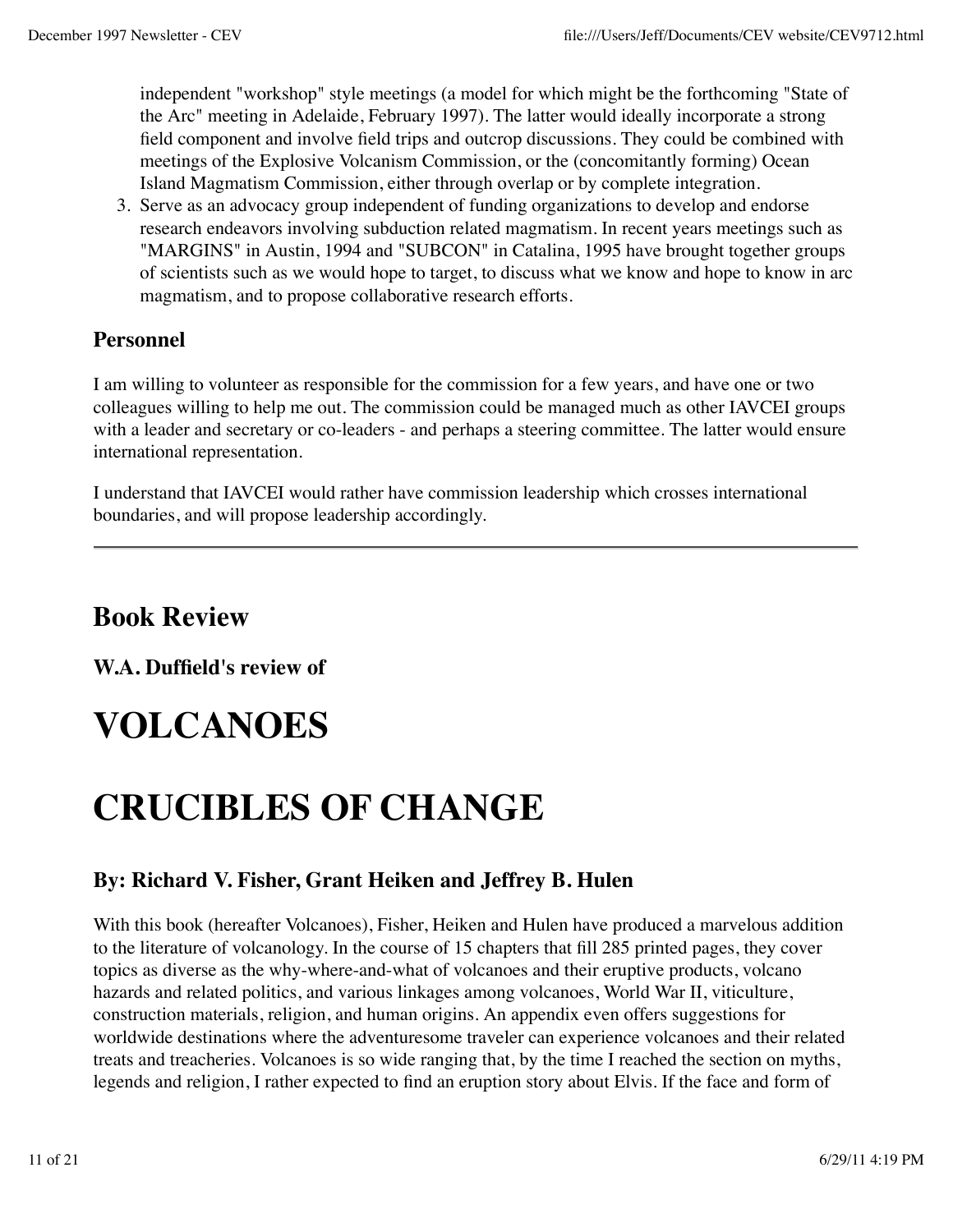independent "workshop" style meetings (a model for which might be the forthcoming "State of the Arc" meeting in Adelaide, February 1997). The latter would ideally incorporate a strong field component and involve field trips and outcrop discussions. They could be combined with meetings of the Explosive Volcanism Commission, or the (concomitantly forming) Ocean Island Magmatism Commission, either through overlap or by complete integration.

3. Serve as an advocacy group independent of funding organizations to develop and endorse research endeavors involving subduction related magmatism. In recent years meetings such as "MARGINS" in Austin, 1994 and "SUBCON" in Catalina, 1995 have brought together groups of scientists such as we would hope to target, to discuss what we know and hope to know in arc magmatism, and to propose collaborative research efforts.

### Personnel

I am willing to volunteer as responsible for the commission for a few years, and have one or two colleagues willing to help me out. The commission could be managed much as other IAVCEI groups with a leader and secretary or co-leaders - and perhaps a steering committee. The latter would ensure international representation.

I understand that IAVCEI would rather have commission leadership which crosses international boundaries, and will propose leadership accordingly.

---

## Book Review

### W.A. Duffield's review of

# VOLCANOES

# CRUCIBLES OF CHANGE

### By: Richard V. Fisher, Grant Heiken and Jeffrey B. Hulen

With this book (hereafter Volcanoes), Fisher, Heiken and Hulen have produced a marvelous addition to the literature of volcanology. In the course of 15 chapters that fill 285 printed pages, they cover topics as diverse as the why-where-and-what of volcanoes and their eruptive products, volcano hazards and related politics, and various linkages among volcanoes, World War II, viticulture, construction materials, religion, and human origins. An appendix even offers suggestions for worldwide destinations where the adventuresome traveler can experience volcanoes and their related treats and treacheries. Volcanoes is so wide ranging that, by the time I reached the section on myths, legends and religion, I rather expected to find an eruption story about Elvis. If the face and form of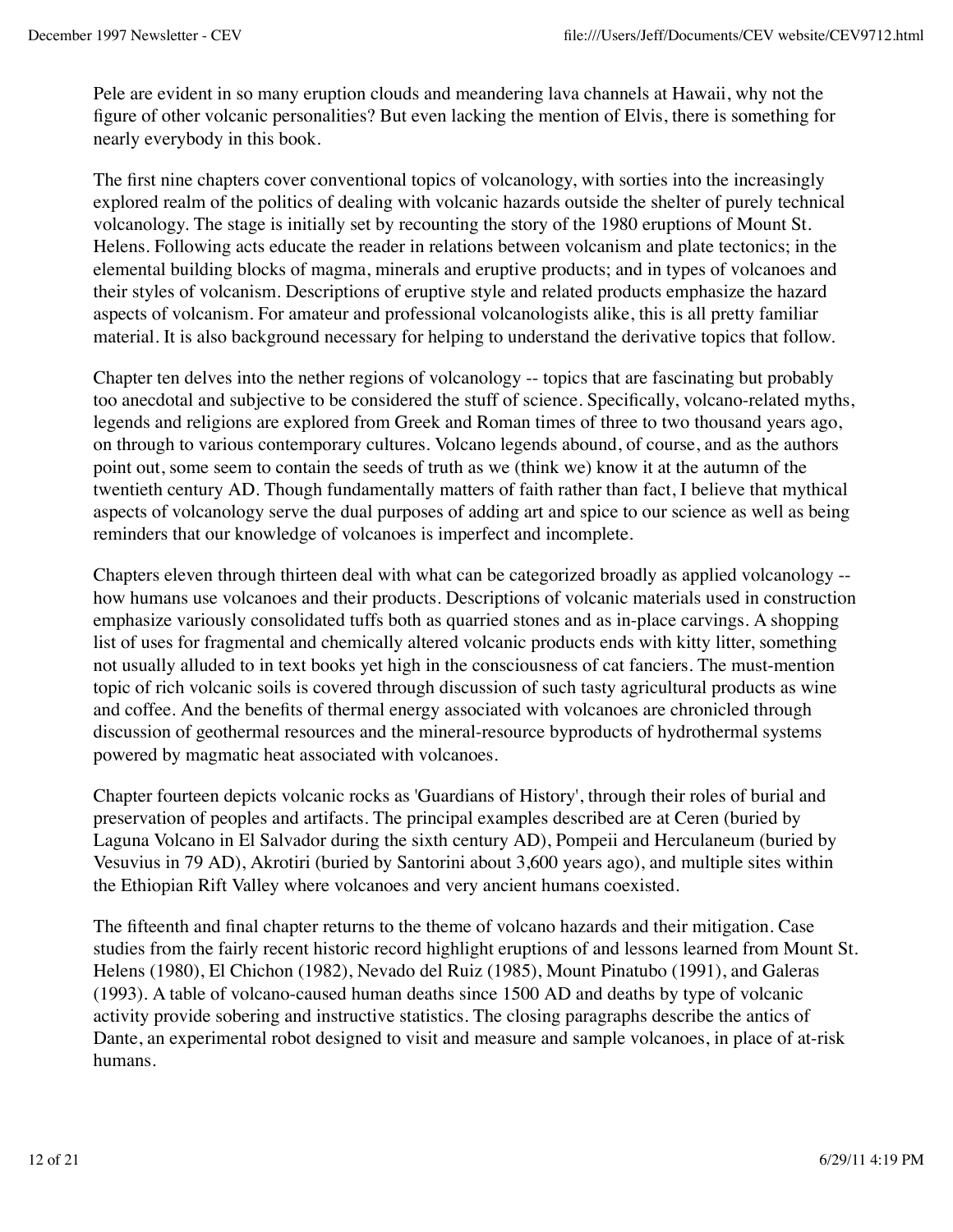Pele are evident in so many eruption clouds and meandering lava channels at Hawaii, why not the figure of other volcanic personalities? But even lacking the mention of Elvis, there is something for nearly everybody in this book.

The first nine chapters cover conventional topics of volcanology, with sorties into the increasingly explored realm of the politics of dealing with volcanic hazards outside the shelter of purely technical volcanology. The stage is initially set by recounting the story of the 1980 eruptions of Mount St. Helens. Following acts educate the reader in relations between volcanism and plate tectonics; in the elemental building blocks of magma, minerals and eruptive products; and in types of volcanoes and their styles of volcanism. Descriptions of eruptive style and related products emphasize the hazard aspects of volcanism. For amateur and professional volcanologists alike, this is all pretty familiar material. It is also background necessary for helping to understand the derivative topics that follow.

Chapter ten delves into the nether regions of volcanology -- topics that are fascinating but probably too anecdotal and subjective to be considered the stuff of science. Specifically, volcano-related myths, legends and religions are explored from Greek and Roman times of three to two thousand years ago, on through to various contemporary cultures. Volcano legends abound, of course, and as the authors point out, some seem to contain the seeds of truth as we (think we) know it at the autumn of the twentieth century AD. Though fundamentally matters of faith rather than fact, I believe that mythical aspects of volcanology serve the dual purposes of adding art and spice to our science as well as being reminders that our knowledge of volcanoes is imperfect and incomplete.

Chapters eleven through thirteen deal with what can be categorized broadly as applied volcanology -- how humans use volcanoes and their products. Descriptions of volcanic materials used in construction emphasize variously consolidated tuffs both as quarried stones and as in-place carvings. A shopping list of uses for fragmental and chemically altered volcanic products ends with kitty litter, something not usually alluded to in text books yet high in the consciousness of cat fanciers. The must-mention topic of rich volcanic soils is covered through discussion of such tasty agricultural products as wine and coffee. And the benefits of thermal energy associated with volcanoes are chronicled through discussion of geothermal resources and the mineral-resource byproducts of hydrothermal systems powered by magmatic heat associated with volcanoes.

Chapter fourteen depicts volcanic rocks as 'Guardians of History', through their roles of burial and preservation of peoples and artifacts. The principal examples described are at Ceren (buried by Laguna Volcano in El Salvador during the sixth century AD), Pompeii and Herculaneum (buried by Vesuvius in 79 AD), Akrotiri (buried by Santorini about 3,600 years ago), and multiple sites within the Ethiopian Rift Valley where volcanoes and very ancient humans coexisted.

The fifteenth and final chapter returns to the theme of volcano hazards and their mitigation. Case studies from the fairly recent historic record highlight eruptions of and lessons learned from Mount St. Helens (1980), El Chichon (1982), Nevado del Ruiz (1985), Mount Pinatubo (1991), and Galeras (1993). A table of volcano-caused human deaths since 1500 AD and deaths by type of volcanic activity provide sobering and instructive statistics. The closing paragraphs describe the antics of Dante, an experimental robot designed to visit and measure and sample volcanoes, in place of at-risk humans.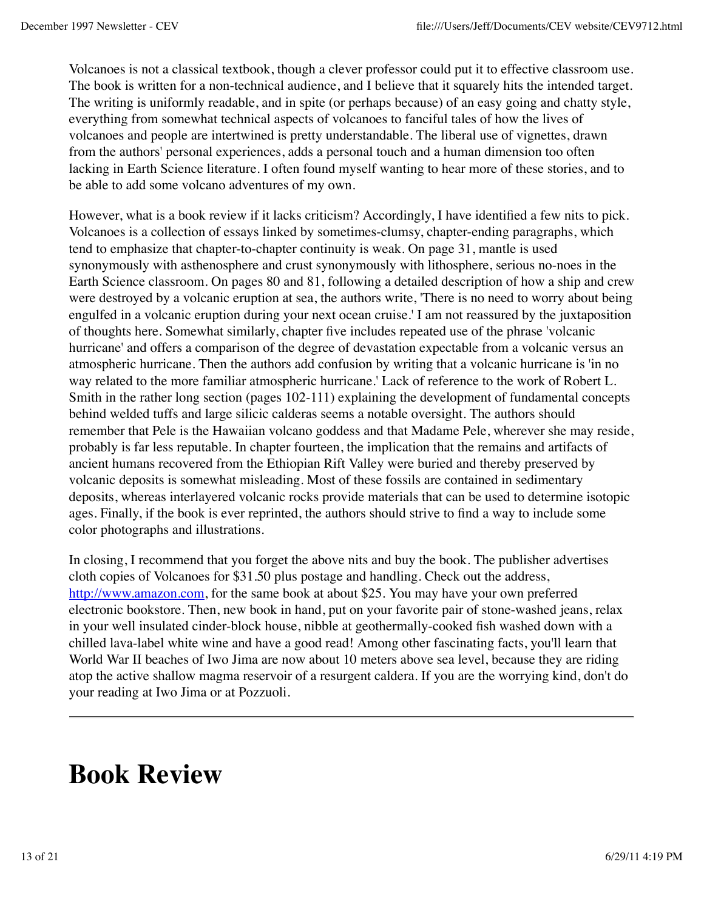Volcanoes is not a classical textbook, though a clever professor could put it to effective classroom use. The book is written for a non-technical audience, and I believe that it squarely hits the intended target. The writing is uniformly readable, and in spite (or perhaps because) of an easy going and chatty style, everything from somewhat technical aspects of volcanoes to fanciful tales of how the lives of volcanoes and people are intertwined is pretty understandable. The liberal use of vignettes, drawn from the authors' personal experiences, adds a personal touch and a human dimension too often lacking in Earth Science literature. I often found myself wanting to hear more of these stories, and to be able to add some volcano adventures of my own.

However, what is a book review if it lacks criticism? Accordingly, I have identified a few nits to pick. Volcanoes is a collection of essays linked by sometimes-clumsy, chapter-ending paragraphs, which tend to emphasize that chapter-to-chapter continuity is weak. On page 31, mantle is used synonymously with asthenosphere and crust synonymously with lithosphere, serious no-noes in the Earth Science classroom. On pages 80 and 81, following a detailed description of how a ship and crew were destroyed by a volcanic eruption at sea, the authors write, 'There is no need to worry about being engulfed in a volcanic eruption during your next ocean cruise.' I am not reassured by the juxtaposition of thoughts here. Somewhat similarly, chapter five includes repeated use of the phrase 'volcanic hurricane' and offers a comparison of the degree of devastation expectable from a volcanic versus an atmospheric hurricane. Then the authors add confusion by writing that a volcanic hurricane is 'in no way related to the more familiar atmospheric hurricane.' Lack of reference to the work of Robert L. Smith in the rather long section (pages 102-111) explaining the development of fundamental concepts behind welded tuffs and large silicic calderas seems a notable oversight. The authors should remember that Pele is the Hawaiian volcano goddess and that Madame Pele, wherever she may reside, probably is far less reputable. In chapter fourteen, the implication that the remains and artifacts of ancient humans recovered from the Ethiopian Rift Valley were buried and thereby preserved by volcanic deposits is somewhat misleading. Most of these fossils are contained in sedimentary deposits, whereas interlayered volcanic rocks provide materials that can be used to determine isotopic ages. Finally, if the book is ever reprinted, the authors should strive to find a way to include some color photographs and illustrations.

In closing, I recommend that you forget the above nits and buy the book. The publisher advertises cloth copies of Volcanoes for $31.50 plus postage and handling. Check out the address, [http://www.amazon.com](http://www.amazon.com), for the same book at about $25. You may have your own preferred electronic bookstore. Then, new book in hand, put on your favorite pair of stone-washed jeans, relax in your well insulated cinder-block house, nibble at geothermally-cooked fish washed down with a chilled lava-label white wine and have a good read! Among other fascinating facts, you'll learn that World War II beaches of Iwo Jima are now about 10 meters above sea level, because they are riding atop the active shallow magma reservoir of a resurgent caldera. If you are the worrying kind, don't do your reading at Iwo Jima or at Pozzuoli.

---

# Book Review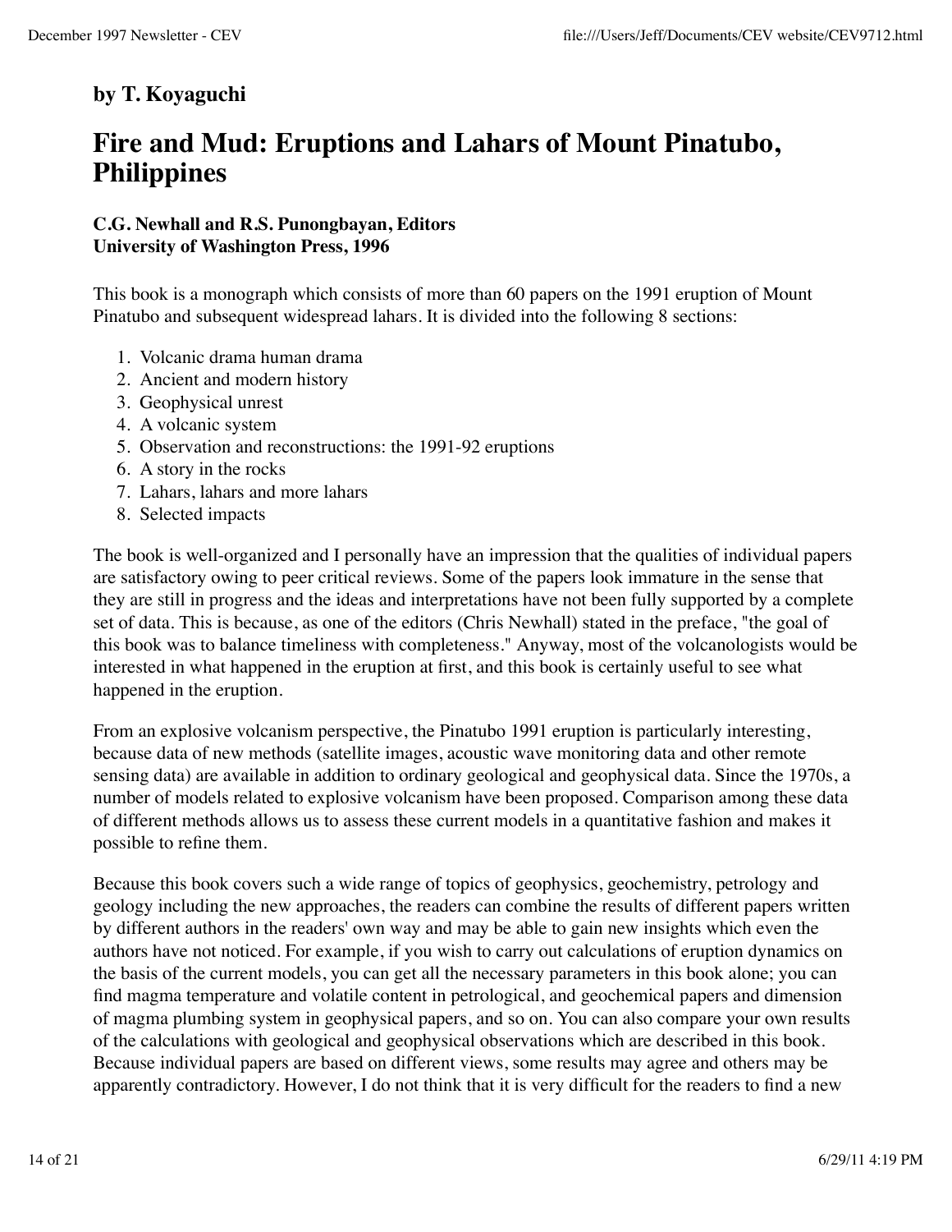**by T. Koyaguchi**

# Fire and Mud: Eruptions and Lahars of Mount Pinatubo, Philippines

**C.G. Newhall and R.S. Punongbayan, Editors**
**University of Washington Press, 1996**

This book is a monograph which consists of more than 60 papers on the 1991 eruption of Mount Pinatubo and subsequent widespread lahars. It is divided into the following 8 sections:

1. Volcanic drama human drama
2. Ancient and modern history
3. Geophysical unrest
4. A volcanic system
5. Observation and reconstructions: the 1991-92 eruptions
6. A story in the rocks
7. Lahars, lahars and more lahars
8. Selected impacts

The book is well-organized and I personally have an impression that the qualities of individual papers are satisfactory owing to peer critical reviews. Some of the papers look immature in the sense that they are still in progress and the ideas and interpretations have not been fully supported by a complete set of data. This is because, as one of the editors (Chris Newhall) stated in the preface, "the goal of this book was to balance timeliness with completeness." Anyway, most of the volcanologists would be interested in what happened in the eruption at first, and this book is certainly useful to see what happened in the eruption.

From an explosive volcanism perspective, the Pinatubo 1991 eruption is particularly interesting, because data of new methods (satellite images, acoustic wave monitoring data and other remote sensing data) are available in addition to ordinary geological and geophysical data. Since the 1970s, a number of models related to explosive volcanism have been proposed. Comparison among these data of different methods allows us to assess these current models in a quantitative fashion and makes it possible to refine them.

Because this book covers such a wide range of topics of geophysics, geochemistry, petrology and geology including the new approaches, the readers can combine the results of different papers written by different authors in the readers' own way and may be able to gain new insights which even the authors have not noticed. For example, if you wish to carry out calculations of eruption dynamics on the basis of the current models, you can get all the necessary parameters in this book alone; you can find magma temperature and volatile content in petrological, and geochemical papers and dimension of magma plumbing system in geophysical papers, and so on. You can also compare your own results of the calculations with geological and geophysical observations which are described in this book. Because individual papers are based on different views, some results may agree and others may be apparently contradictory. However, I do not think that it is very difficult for the readers to find a new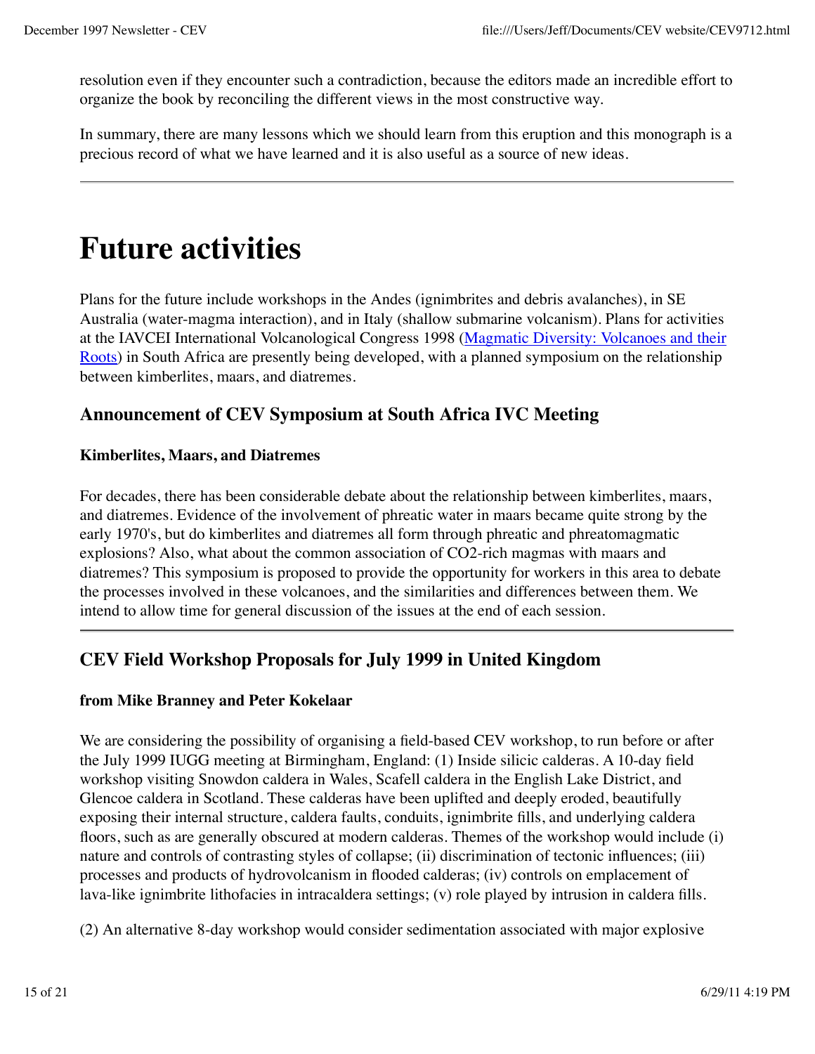resolution even if they encounter such a contradiction, because the editors made an incredible effort to organize the book by reconciling the different views in the most constructive way.

In summary, there are many lessons which we should learn from this eruption and this monograph is a precious record of what we have learned and it is also useful as a source of new ideas.

---

# Future activities

Plans for the future include workshops in the Andes (ignimbrites and debris avalanches), in SE Australia (water-magma interaction), and in Italy (shallow submarine volcanism). Plans for activities at the IAVCEI International Volcanological Congress 1998 (Magmatic Diversity: Volcanoes and their Roots) in South Africa are presently being developed, with a planned symposium on the relationship between kimberlites, maars, and diatremes.

## Announcement of CEV Symposium at South Africa IVC Meeting

### Kimberlites, Maars, and Diatremes

For decades, there has been considerable debate about the relationship between kimberlites, maars, and diatremes. Evidence of the involvement of phreatic water in maars became quite strong by the early 1970's, but do kimberlites and diatremes all form through phreatic and phreatomagmatic explosions? Also, what about the common association of $CO_2$-rich magmas with maars and diatremes? This symposium is proposed to provide the opportunity for workers in this area to debate the processes involved in these volcanoes, and the similarities and differences between them. We intend to allow time for general discussion of the issues at the end of each session.

---

## CEV Field Workshop Proposals for July 1999 in United Kingdom

### from Mike Branney and Peter Kokelaar

We are considering the possibility of organising a field-based CEV workshop, to run before or after the July 1999 IUGG meeting at Birmingham, England: (1) Inside silicic calderas. A 10-day field workshop visiting Snowdon caldera in Wales, Scafell caldera in the English Lake District, and Glencoe caldera in Scotland. These calderas have been uplifted and deeply eroded, beautifully exposing their internal structure, caldera faults, conduits, ignimbrite fills, and underlying caldera floors, such as are generally obscured at modern calderas. Themes of the workshop would include (i) nature and controls of contrasting styles of collapse; (ii) discrimination of tectonic influences; (iii) processes and products of hydrovolcanism in flooded calderas; (iv) controls on emplacement of lava-like ignimbrite lithofacies in intracaldera settings; (v) role played by intrusion in caldera fills.

(2) An alternative 8-day workshop would consider sedimentation associated with major explosive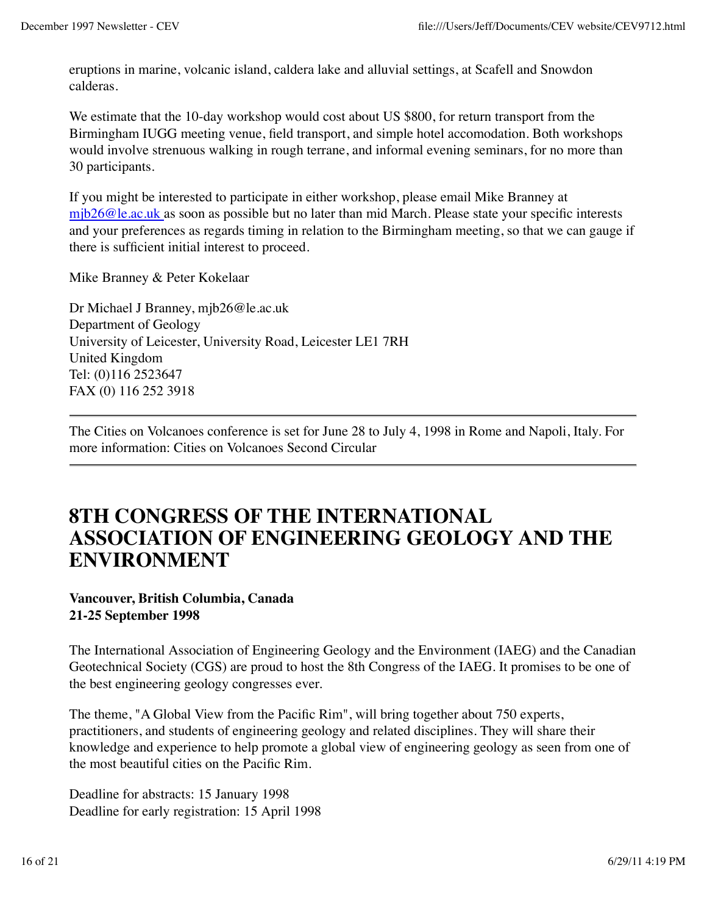eruptions in marine, volcanic island, caldera lake and alluvial settings, at Scafell and Snowdon calderas.

We estimate that the 10-day workshop would cost about US $800, for return transport from the Birmingham IUGG meeting venue, field transport, and simple hotel accomodation. Both workshops would involve strenuous walking in rough terrane, and informal evening seminars, for no more than 30 participants.

If you might be interested to participate in either workshop, please email Mike Branney at mjb26@le.ac.uk as soon as possible but no later than mid March. Please state your specific interests and your preferences as regards timing in relation to the Birmingham meeting, so that we can gauge if there is sufficient initial interest to proceed.

Mike Branney & Peter Kokelaar

Dr Michael J Branney, mjb26@le.ac.uk
Department of Geology
University of Leicester, University Road, Leicester LE1 7RH
United Kingdom
Tel: (0)116 2523647
FAX (0) 116 252 3918

---

The Cities on Volcanoes conference is set for June 28 to July 4, 1998 in Rome and Napoli, Italy. For more information: Cities on Volcanoes Second Circular

---

# 8TH CONGRESS OF THE INTERNATIONAL ASSOCIATION OF ENGINEERING GEOLOGY AND THE ENVIRONMENT

**Vancouver, British Columbia, Canada**
**21-25 September 1998**

The International Association of Engineering Geology and the Environment (IAEG) and the Canadian Geotechnical Society (CGS) are proud to host the 8th Congress of the IAEG. It promises to be one of the best engineering geology congresses ever.

The theme, "A Global View from the Pacific Rim", will bring together about 750 experts, practitioners, and students of engineering geology and related disciplines. They will share their knowledge and experience to help promote a global view of engineering geology as seen from one of the most beautiful cities on the Pacific Rim.

Deadline for abstracts: 15 January 1998
Deadline for early registration: 15 April 1998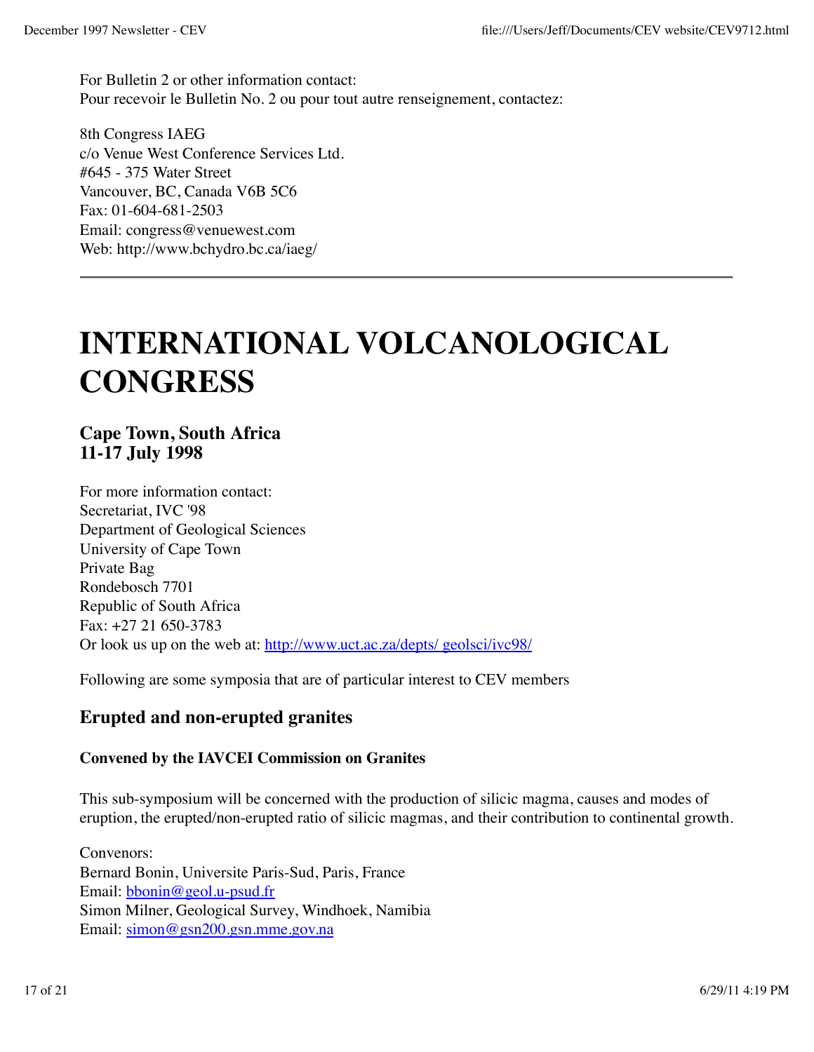For Bulletin 2 or other information contact:
Pour recevoir le Bulletin No. 2 ou pour tout autre renseignement, contactez:

8th Congress IAEG
c/o Venue West Conference Services Ltd.
#645 - 375 Water Street
Vancouver, BC, Canada V6B 5C6
Fax: 01-604-681-2503
Email: congress@venuewest.com
Web: http://www.bchydro.bc.ca/iaeg/

---

# INTERNATIONAL VOLCANOLOGICAL CONGRESS

### Cape Town, South Africa
### 11-17 July 1998

For more information contact:
Secretariat, IVC '98
Department of Geological Sciences
University of Cape Town
Private Bag
Rondebosch 7701
Republic of South Africa
Fax: +27 21 650-3783
Or look us up on the web at: http://www.uct.ac.za/depts/ geolsci/ivc98/

Following are some symposia that are of particular interest to CEV members

## Erupted and non-erupted granites

#### Convened by the IAVCEI Commission on Granites

This sub-symposium will be concerned with the production of silicic magma, causes and modes of eruption, the erupted/non-erupted ratio of silicic magmas, and their contribution to continental growth.

Convenors:
Bernard Bonin, Universite Paris-Sud, Paris, France
Email: bbonin@geol.u-psud.fr
Simon Milner, Geological Survey, Windhoek, Namibia
Email: simon@gsn200.gsn.mme.gov.na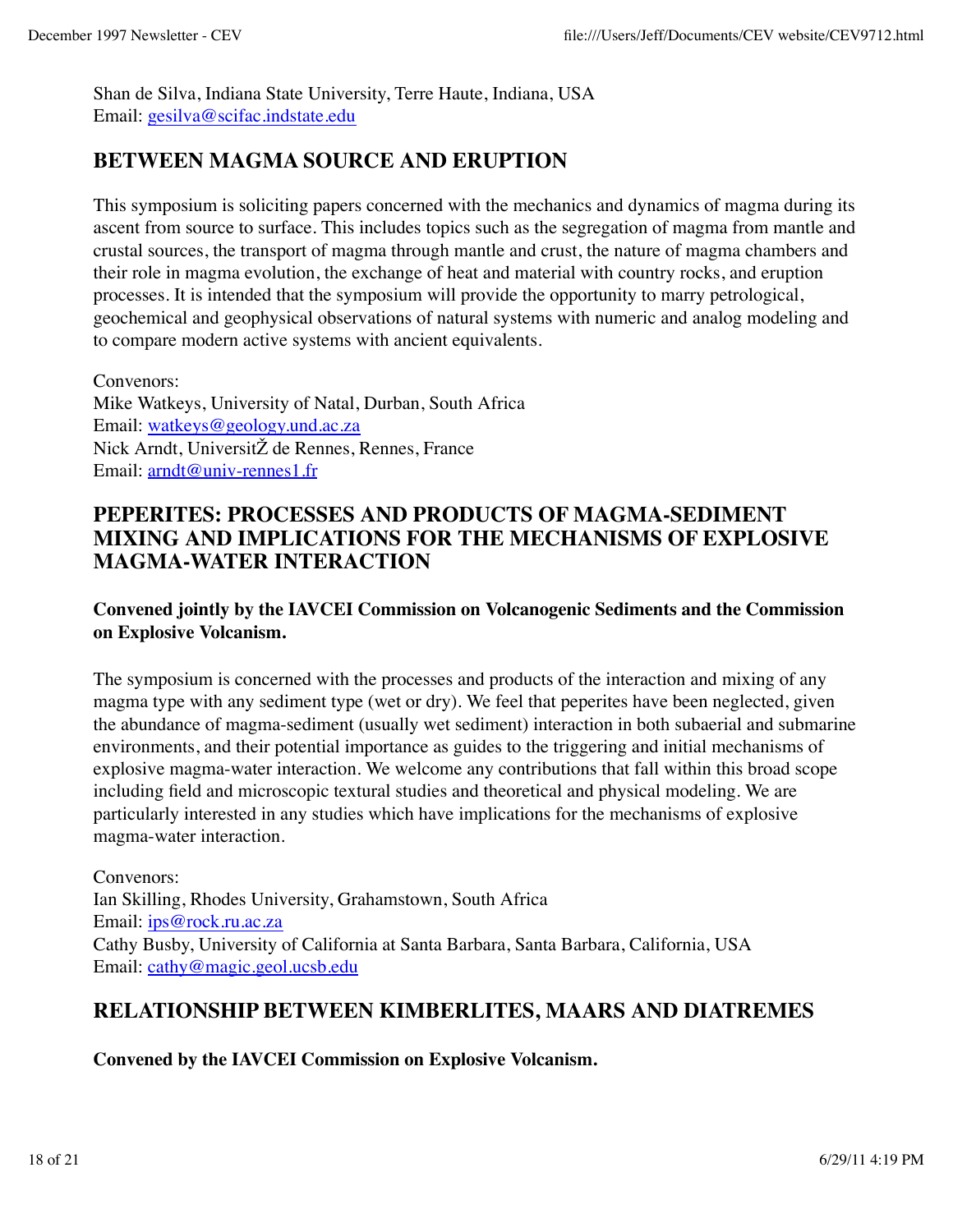Shan de Silva, Indiana State University, Terre Haute, Indiana, USA
Email: gesilva@scifac.indstate.edu

## BETWEEN MAGMA SOURCE AND ERUPTION

This symposium is soliciting papers concerned with the mechanics and dynamics of magma during its ascent from source to surface. This includes topics such as the segregation of magma from mantle and crustal sources, the transport of magma through mantle and crust, the nature of magma chambers and their role in magma evolution, the exchange of heat and material with country rocks, and eruption processes. It is intended that the symposium will provide the opportunity to marry petrological, geochemical and geophysical observations of natural systems with numeric and analog modeling and to compare modern active systems with ancient equivalents.

Convenors:
Mike Watkeys, University of Natal, Durban, South Africa
Email: watkeys@geology.und.ac.za
Nick Arndt, UniversitŽ de Rennes, Rennes, France
Email: arndt@univ-rennes1.fr

## PEPERITES: PROCESSES AND PRODUCTS OF MAGMA-SEDIMENT MIXING AND IMPLICATIONS FOR THE MECHANISMS OF EXPLOSIVE MAGMA-WATER INTERACTION

**Convened jointly by the IAVCEI Commission on Volcanogenic Sediments and the Commission on Explosive Volcanism.**

The symposium is concerned with the processes and products of the interaction and mixing of any magma type with any sediment type (wet or dry). We feel that peperites have been neglected, given the abundance of magma-sediment (usually wet sediment) interaction in both subaerial and submarine environments, and their potential importance as guides to the triggering and initial mechanisms of explosive magma-water interaction. We welcome any contributions that fall within this broad scope including field and microscopic textural studies and theoretical and physical modeling. We are particularly interested in any studies which have implications for the mechanisms of explosive magma-water interaction.

Convenors:
Ian Skilling, Rhodes University, Grahamstown, South Africa
Email: ips@rock.ru.ac.za
Cathy Busby, University of California at Santa Barbara, Santa Barbara, California, USA
Email: cathy@magic.geol.ucsb.edu

## RELATIONSHIP BETWEEN KIMBERLITES, MAARS AND DIATREMES

**Convened by the IAVCEI Commission on Explosive Volcanism.**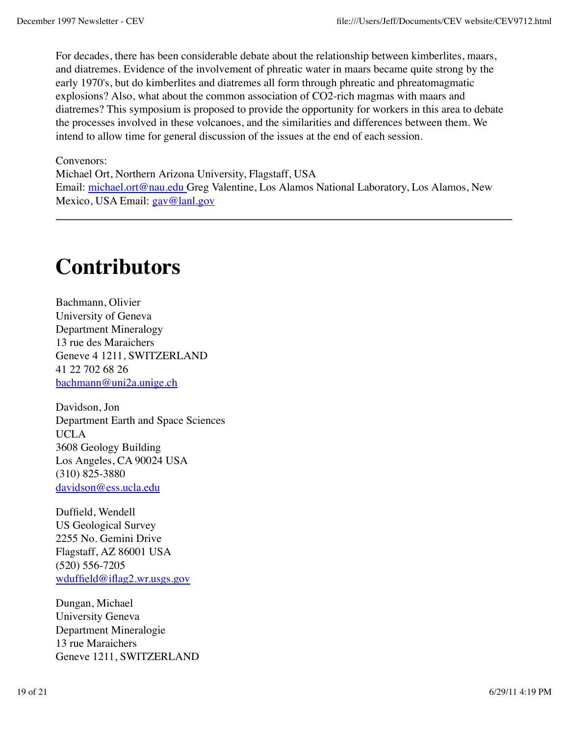For decades, there has been considerable debate about the relationship between kimberlites, maars, and diatremes. Evidence of the involvement of phreatic water in maars became quite strong by the early 1970's, but do kimberlites and diatremes all form through phreatic and phreatomagmatic explosions? Also, what about the common association of $CO_2$-rich magmas with maars and diatremes? This symposium is proposed to provide the opportunity for workers in this area to debate the processes involved in these volcanoes, and the similarities and differences between them. We intend to allow time for general discussion of the issues at the end of each session.

Convenors:
Michael Ort, Northern Arizona University, Flagstaff, USA
Email: michael.ort@nau.edu Greg Valentine, Los Alamos National Laboratory, Los Alamos, New Mexico, USA Email: gav@lanl.gov

---

# Contributors

Bachmann, Olivier
University of Geneva
Department Mineralogy
13 rue des Maraichers
Geneve 4 1211, SWITZERLAND
41 22 702 68 26
bachmann@uni2a.unige.ch

Davidson, Jon
Department Earth and Space Sciences
UCLA
3608 Geology Building
Los Angeles, CA 90024 USA
(310) 825-3880
davidson@ess.ucla.edu

Duffield, Wendell
US Geological Survey
2255 No. Gemini Drive
Flagstaff, AZ 86001 USA
(520) 556-7205
wduffield@iflag2.wr.usgs.gov

Dungan, Michael
University Geneva
Department Mineralogie
13 rue Maraichers
Geneve 1211, SWITZERLAND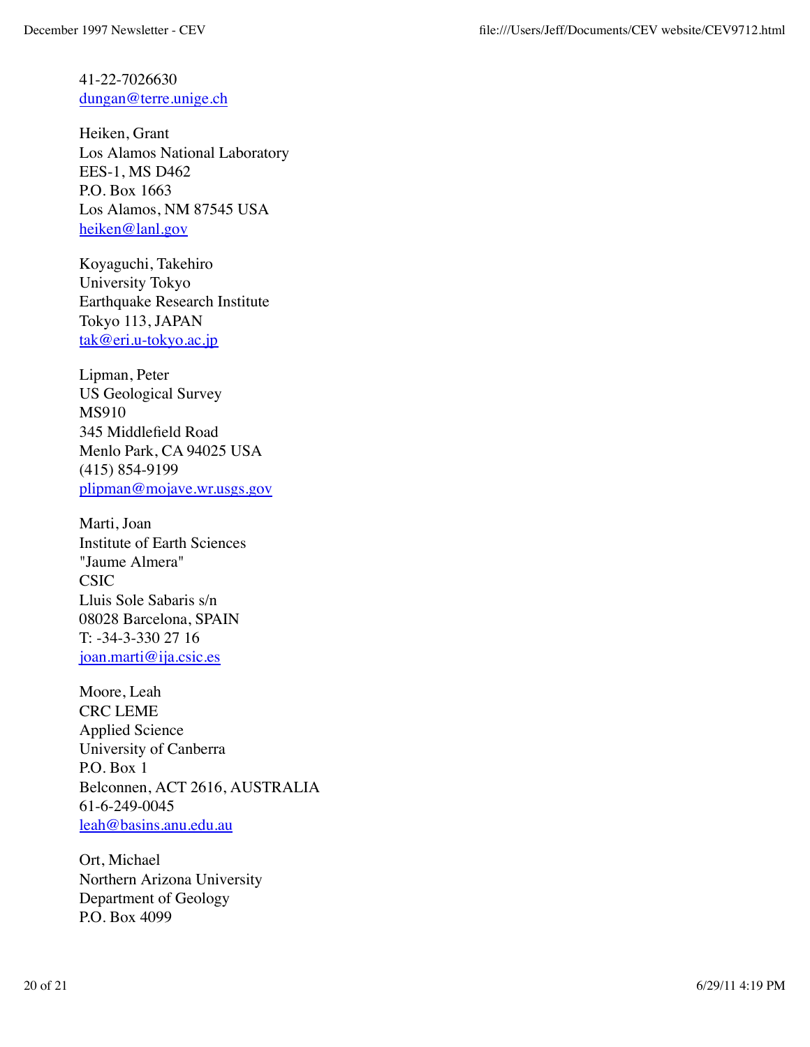41-22-7026630
dungan@terre.unige.ch

Heiken, Grant
Los Alamos National Laboratory
EES-1, MS D462
P.O. Box 1663
Los Alamos, NM 87545 USA
heiken@lanl.gov

Koyaguchi, Takehiro
University Tokyo
Earthquake Research Institute
Tokyo 113, JAPAN
tak@eri.u-tokyo.ac.jp

Lipman, Peter
US Geological Survey
MS910
345 Middlefield Road
Menlo Park, CA 94025 USA
(415) 854-9199
plipman@mojave.wr.usgs.gov

Marti, Joan
Institute of Earth Sciences
"Jaume Almera"
CSIC
Lluis Sole Sabaris s/n
08028 Barcelona, SPAIN
T: -34-3-330 27 16
joan.marti@ija.csic.es

Moore, Leah
CRC LEME
Applied Science
University of Canberra
P.O. Box 1
Belconnen, ACT 2616, AUSTRALIA
61-6-249-0045
leah@basins.anu.edu.au

Ort, Michael
Northern Arizona University
Department of Geology
P.O. Box 4099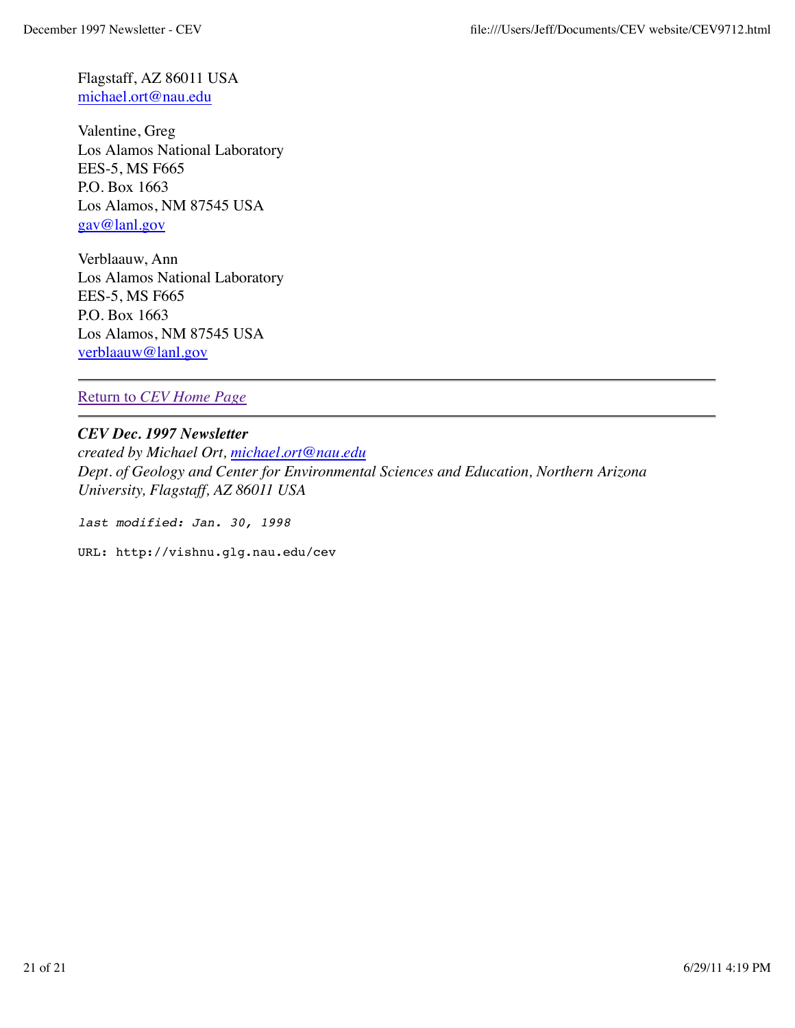Flagstaff, AZ 86011 USA
michael.ort@nau.edu

Valentine, Greg
Los Alamos National Laboratory
EES-5, MS F665
P.O. Box 1663
Los Alamos, NM 87545 USA
gav@lanl.gov

Verblaauw, Ann
Los Alamos National Laboratory
EES-5, MS F665
P.O. Box 1663
Los Alamos, NM 87545 USA
verblaauw@lanl.gov

---

Return to *CEV Home Page*

---

***CEV Dec. 1997 Newsletter***
*created by Michael Ort, michael.ort@nau.edu*
*Dept. of Geology and Center for Environmental Sciences and Education, Northern Arizona University, Flagstaff, AZ 86011 USA*

*last modified: Jan. 30, 1998*

URL: http://vishnu.glg.nau.edu/cev